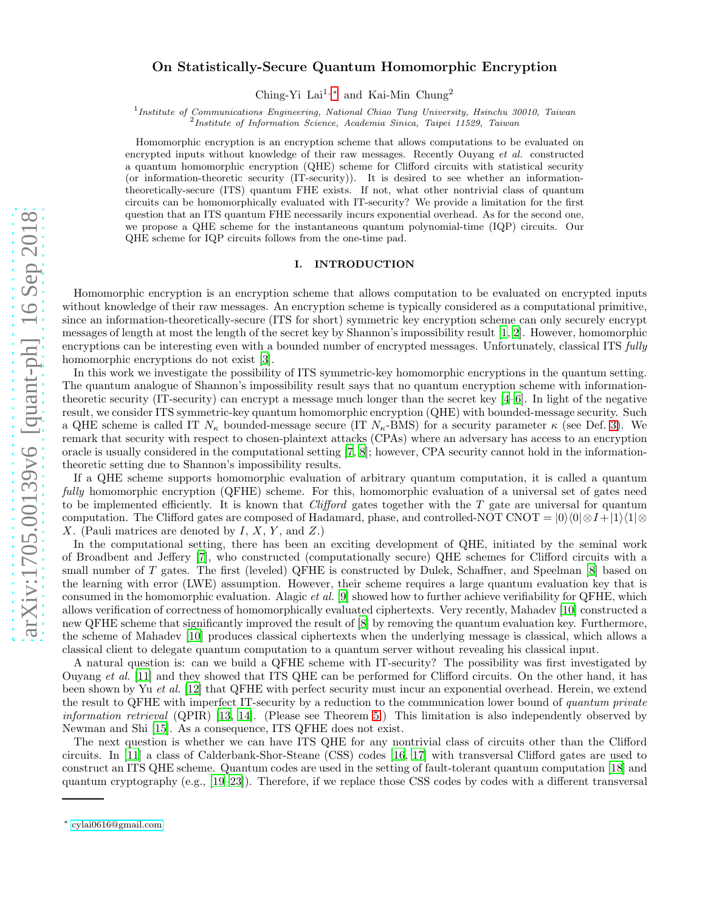# On Statistically-Secure Quantum Homomorphic Encryption

Ching-Yi Lai[1,*] and Kai-Min Chung[2]

[1] *Institute of Communications Engineering, National Chiao Tung University, Hsinchu 30010, Taiwan*
[2] *Institute of Information Science, Academia Sinica, Taipei 11529, Taiwan*

Homomorphic encryption is an encryption scheme that allows computations to be evaluated on encrypted inputs without knowledge of their raw messages. Recently Ouyang *et al.* constructed a quantum homomorphic encryption (QHE) scheme for Clifford circuits with statistical security (or information-theoretic security (IT-security)). It is desired to see whether an information-theoretically-secure (ITS) quantum FHE exists. If not, what other nontrivial class of quantum circuits can be homomorphically evaluated with IT-security? We provide a limitation for the first question that an ITS quantum FHE necessarily incurs exponential overhead. As for the second one, we propose a QHE scheme for the instantaneous quantum polynomial-time (IQP) circuits. Our QHE scheme for IQP circuits follows from the one-time pad.

## I. INTRODUCTION

Homomorphic encryption is an encryption scheme that allows computation to be evaluated on encrypted inputs without knowledge of their raw messages. An encryption scheme is typically considered as a computational primitive, since an information-theoretically-secure (ITS for short) symmetric key encryption scheme can only securely encrypt messages of length at most the length of the secret key by Shannon's impossibility result [1, 2]. However, homomorphic encryptions can be interesting even with a bounded number of encrypted messages. Unfortunately, classical ITS *fully* homomorphic encryptions do not exist [3].

In this work we investigate the possibility of ITS symmetric-key homomorphic encryptions in the quantum setting. The quantum analogue of Shannon's impossibility result says that no quantum encryption scheme with information-theoretic security (IT-security) can encrypt a message much longer than the secret key [4–6]. In light of the negative result, we consider ITS symmetric-key quantum homomorphic encryption (QHE) with bounded-message security. Such a QHE scheme is called IT $N_\kappa$ bounded-message secure (IT $N_\kappa$-BMS) for a security parameter $\kappa$ (see Def. 3). We remark that security with respect to chosen-plaintext attacks (CPAs) where an adversary has access to an encryption oracle is usually considered in the computational setting [7, 8]; however, CPA security cannot hold in the information-theoretic setting due to Shannon's impossibility results.

If a QHE scheme supports homomorphic evaluation of arbitrary quantum computation, it is called a quantum *fully* homomorphic encryption (QFHE) scheme. For this, homomorphic evaluation of a universal set of gates need to be implemented efficiently. It is known that *Clifford* gates together with the $T$ gate are universal for quantum computation. The Clifford gates are composed of Hadamard, phase, and controlled-NOT CNOT $= |0\rangle\langle 0| \otimes I + |1\rangle\langle 1| \otimes X$. (Pauli matrices are denoted by $I$, $X$, $Y$, and $Z$.)

In the computational setting, there has been an exciting development of QHE, initiated by the seminal work of Broadbent and Jeffery [7], who constructed (computationally secure) QHE schemes for Clifford circuits with a small number of $T$ gates. The first (leveled) QFHE is constructed by Dulek, Schaffner, and Speelman [8] based on the learning with error (LWE) assumption. However, their scheme requires a large quantum evaluation key that is consumed in the homomorphic evaluation. Alagic *et al.* [9] showed how to further achieve verifiability for QFHE, which allows verification of correctness of homomorphically evaluated ciphertexts. Very recently, Mahadev [10] constructed a new QFHE scheme that significantly improved the result of [8] by removing the quantum evaluation key. Furthermore, the scheme of Mahadev [10] produces classical ciphertexts when the underlying message is classical, which allows a classical client to delegate quantum computation to a quantum server without revealing his classical input.

A natural question is: can we build a QFHE scheme with IT-security? The possibility was first investigated by Ouyang *et al.* [11] and they showed that ITS QHE can be performed for Clifford circuits. On the other hand, it has been shown by Yu *et al.* [12] that QFHE with perfect security must incur an exponential overhead. Herein, we extend the result to QFHE with imperfect IT-security by a reduction to the communication lower bound of *quantum private information retrieval* (QPIR) [13, 14]. (Please see Theorem 5.) This limitation is also independently observed by Newman and Shi [15]. As a consequence, ITS QFHE does not exist.

The next question is whether we can have ITS QHE for any nontrivial class of circuits other than the Clifford circuits. In [11] a class of Calderbank-Shor-Steane (CSS) codes [16, 17] with transversal Clifford gates are used to construct an ITS QHE scheme. Quantum codes are used in the setting of fault-tolerant quantum computation [18] and quantum cryptography (e.g., [19–23]). Therefore, if we replace those CSS codes by codes with a different transversal

---

[*] cylai0616@gmail.com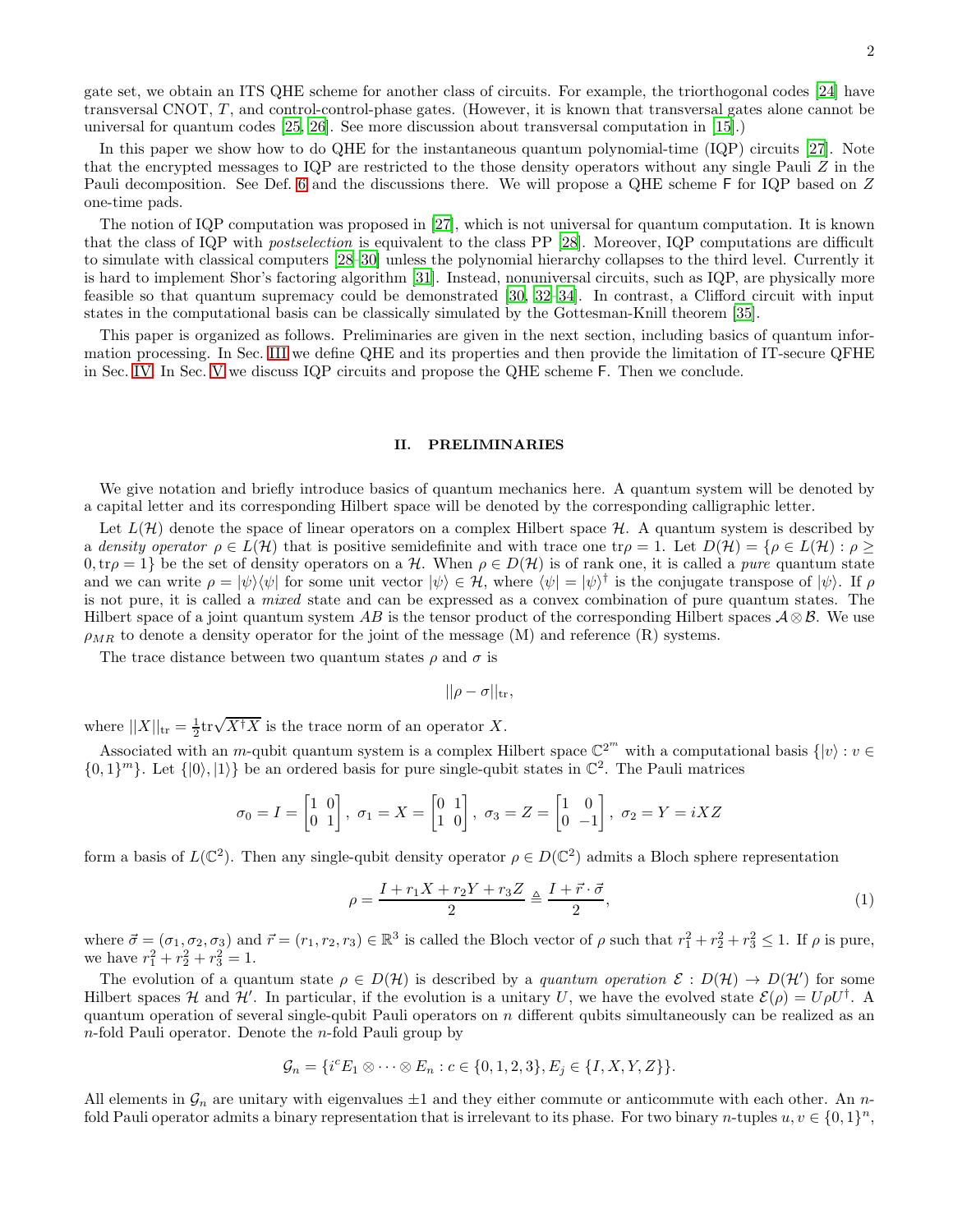gate set, we obtain an ITS QHE scheme for another class of circuits. For example, the triorthogonal codes [24] have transversal CNOT, $T$, and control-control-phase gates. (However, it is known that transversal gates alone cannot be universal for quantum codes [25, 26]. See more discussion about transversal computation in [15].)

In this paper we show how to do QHE for the instantaneous quantum polynomial-time (IQP) circuits [27]. Note that the encrypted messages to IQP are restricted to the those density operators without any single Pauli $Z$ in the Pauli decomposition. See Def. 6 and the discussions there. We will propose a QHE scheme $\mathsf{F}$ for IQP based on $Z$ one-time pads.

The notion of IQP computation was proposed in [27], which is not universal for quantum computation. It is known that the class of IQP with *postselection* is equivalent to the class PP [28]. Moreover, IQP computations are difficult to simulate with classical computers [28–30] unless the polynomial hierarchy collapses to the third level. Currently it is hard to implement Shor's factoring algorithm [31]. Instead, nonuniversal circuits, such as IQP, are physically more feasible so that quantum supremacy could be demonstrated [30, 32–34]. In contrast, a Clifford circuit with input states in the computational basis can be classically simulated by the Gottesman-Knill theorem [35].

This paper is organized as follows. Preliminaries are given in the next section, including basics of quantum information processing. In Sec. III we define QHE and its properties and then provide the limitation of IT-secure QFHE in Sec. IV. In Sec. V we discuss IQP circuits and propose the QHE scheme $\mathsf{F}$. Then we conclude.

## II. PRELIMINARIES

We give notation and briefly introduce basics of quantum mechanics here. A quantum system will be denoted by a capital letter and its corresponding Hilbert space will be denoted by the corresponding calligraphic letter.

Let $L(\mathcal{H})$ denote the space of linear operators on a complex Hilbert space $\mathcal{H}$. A quantum system is described by a *density operator* $\rho \in L(\mathcal{H})$ that is positive semidefinite and with trace one $\mathrm{tr}\rho = 1$. Let $D(\mathcal{H}) = \{\rho \in L(\mathcal{H}) : \rho \geq 0, \mathrm{tr}\rho = 1\}$ be the set of density operators on a $\mathcal{H}$. When $\rho \in D(\mathcal{H})$ is of rank one, it is called a *pure* quantum state and we can write $\rho = |\psi\rangle\langle\psi|$ for some unit vector $|\psi\rangle \in \mathcal{H}$, where $\langle\psi| = |\psi\rangle^\dagger$ is the conjugate transpose of $|\psi\rangle$. If $\rho$ is not pure, it is called a *mixed* state and can be expressed as a convex combination of pure quantum states. The Hilbert space of a joint quantum system $AB$ is the tensor product of the corresponding Hilbert spaces $\mathcal{A} \otimes \mathcal{B}$. We use $\rho_{MR}$ to denote a density operator for the joint of the message (M) and reference (R) systems.

The trace distance between two quantum states $\rho$ and $\sigma$ is

$$||\rho - \sigma||_{\mathrm{tr}},$$

where $||X||_{\mathrm{tr}} = \frac{1}{2}\mathrm{tr}\sqrt{X^\dagger X}$ is the trace norm of an operator $X$.

Associated with an $m$-qubit quantum system is a complex Hilbert space $\mathbb{C}^{2^m}$ with a computational basis $\{|v\rangle : v \in \{0,1\}^m\}$. Let $\{|0\rangle, |1\rangle\}$ be an ordered basis for pure single-qubit states in $\mathbb{C}^2$. The Pauli matrices

$$\sigma_0 = I = \begin{bmatrix} 1 & 0 \\ 0 & 1 \end{bmatrix},\ \sigma_1 = X = \begin{bmatrix} 0 & 1 \\ 1 & 0 \end{bmatrix},\ \sigma_3 = Z = \begin{bmatrix} 1 & 0 \\ 0 & -1 \end{bmatrix},\ \sigma_2 = Y = iXZ$$

form a basis of $L(\mathbb{C}^2)$. Then any single-qubit density operator $\rho \in D(\mathbb{C}^2)$ admits a Bloch sphere representation

$$\rho = \frac{I + r_1 X + r_2 Y + r_3 Z}{2} \triangleq \frac{I + \vec{r}\cdot\vec{\sigma}}{2}, \tag{1}$$

where $\vec{\sigma} = (\sigma_1, \sigma_2, \sigma_3)$ and $\vec{r} = (r_1, r_2, r_3) \in \mathbb{R}^3$ is called the Bloch vector of $\rho$ such that $r_1^2 + r_2^2 + r_3^2 \leq 1$. If $\rho$ is pure, we have $r_1^2 + r_2^2 + r_3^2 = 1$.

The evolution of a quantum state $\rho \in D(\mathcal{H})$ is described by a *quantum operation* $\mathcal{E} : D(\mathcal{H}) \to D(\mathcal{H}')$ for some Hilbert spaces $\mathcal{H}$ and $\mathcal{H}'$. In particular, if the evolution is a unitary $U$, we have the evolved state $\mathcal{E}(\rho) = U\rho U^\dagger$. A quantum operation of several single-qubit Pauli operators on $n$ different qubits simultaneously can be realized as an $n$-fold Pauli operator. Denote the $n$-fold Pauli group by

$$\mathcal{G}_n = \{i^c E_1 \otimes \cdots \otimes E_n : c \in \{0,1,2,3\}, E_j \in \{I, X, Y, Z\}\}.$$

All elements in $\mathcal{G}_n$ are unitary with eigenvalues $\pm 1$ and they either commute or anticommute with each other. An $n$-fold Pauli operator admits a binary representation that is irrelevant to its phase. For two binary $n$-tuples $u, v \in \{0,1\}^n$,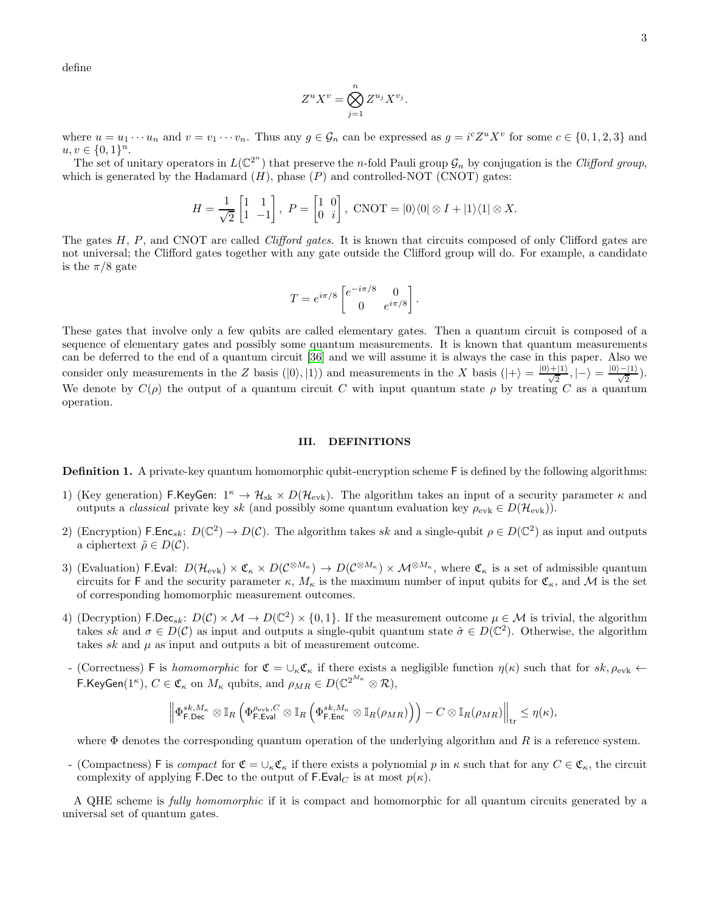define

$$Z^u X^v = \bigotimes_{j=1}^{n} Z^{u_j} X^{v_j}.$$

where $u = u_1 \cdots u_n$ and $v = v_1 \cdots v_n$. Thus any $g \in \mathcal{G}_n$ can be expressed as $g = i^c Z^u X^v$ for some $c \in \{0,1,2,3\}$ and $u, v \in \{0,1\}^n$.

The set of unitary operators in $L(\mathbb{C}^{2^n})$ that preserve the $n$-fold Pauli group $\mathcal{G}_n$ by conjugation is the *Clifford group*, which is generated by the Hadamard ($H$), phase ($P$) and controlled-NOT (CNOT) gates:

$$H = \frac{1}{\sqrt{2}}\begin{bmatrix} 1 & 1 \\ 1 & -1 \end{bmatrix},\ P = \begin{bmatrix} 1 & 0 \\ 0 & i \end{bmatrix},\ \text{CNOT} = |0\rangle\langle 0| \otimes I + |1\rangle\langle 1| \otimes X.$$

The gates $H$, $P$, and CNOT are called *Clifford gates*. It is known that circuits composed of only Clifford gates are not universal; the Clifford gates together with any gate outside the Clifford group will do. For example, a candidate is the $\pi/8$ gate

$$T = e^{i\pi/8}\begin{bmatrix} e^{-i\pi/8} & 0 \\ 0 & e^{i\pi/8} \end{bmatrix}.$$

These gates that involve only a few qubits are called elementary gates. Then a quantum circuit is composed of a sequence of elementary gates and possibly some quantum measurements. It is known that quantum measurements can be deferred to the end of a quantum circuit [36] and we will assume it is always the case in this paper. Also we consider only measurements in the $Z$ basis ($|0\rangle, |1\rangle$) and measurements in the $X$ basis ($|+\rangle = \frac{|0\rangle+|1\rangle}{\sqrt{2}}, |-\rangle = \frac{|0\rangle-|1\rangle}{\sqrt{2}}$). We denote by $C(\rho)$ the output of a quantum circuit $C$ with input quantum state $\rho$ by treating $C$ as a quantum operation.

## III. DEFINITIONS

**Definition 1.** A private-key quantum homomorphic qubit-encryption scheme $\mathsf{F}$ is defined by the following algorithms:

1) (Key generation) $\mathsf{F.KeyGen}$: $1^\kappa \to \mathcal{H}_{\text{sk}} \times D(\mathcal{H}_{\text{evk}})$. The algorithm takes an input of a security parameter $\kappa$ and outputs a *classical* private key $sk$ (and possibly some quantum evaluation key $\rho_{\text{evk}} \in D(\mathcal{H}_{\text{evk}})$).

2) (Encryption) $\mathsf{F.Enc}_{sk}$: $D(\mathbb{C}^2) \to D(\mathcal{C})$. The algorithm takes $sk$ and a single-qubit $\rho \in D(\mathbb{C}^2)$ as input and outputs a ciphertext $\tilde{\rho} \in D(\mathcal{C})$.

3) (Evaluation) $\mathsf{F.Eval}$: $D(\mathcal{H}_{\text{evk}}) \times \mathfrak{C}_\kappa \times D(\mathcal{C}^{\otimes M_\kappa}) \to D(\mathcal{C}^{\otimes M_\kappa}) \times \mathcal{M}^{\otimes M_\kappa}$, where $\mathfrak{C}_\kappa$ is a set of admissible quantum circuits for $\mathsf{F}$ and the security parameter $\kappa$, $M_\kappa$ is the maximum number of input qubits for $\mathfrak{C}_\kappa$, and $\mathcal{M}$ is the set of corresponding homomorphic measurement outcomes.

4) (Decryption) $\mathsf{F.Dec}_{sk}$: $D(\mathcal{C}) \times \mathcal{M} \to D(\mathbb{C}^2) \times \{0,1\}$. If the measurement outcome $\mu \in \mathcal{M}$ is trivial, the algorithm takes $sk$ and $\sigma \in D(\mathcal{C})$ as input and outputs a single-qubit quantum state $\hat{\sigma} \in D(\mathbb{C}^2)$. Otherwise, the algorithm takes $sk$ and $\mu$ as input and outputs a bit of measurement outcome.

- (Correctness) $\mathsf{F}$ is *homomorphic* for $\mathfrak{C} = \cup_\kappa \mathfrak{C}_\kappa$ if there exists a negligible function $\eta(\kappa)$ such that for $sk, \rho_{\text{evk}} \leftarrow \mathsf{F.KeyGen}(1^\kappa)$, $C \in \mathfrak{C}_\kappa$ on $M_\kappa$ qubits, and $\rho_{MR} \in D(\mathbb{C}^{2^{M_\kappa}} \otimes \mathcal{R})$,

$$\left\| \Phi_{\mathsf{F.Dec}}^{sk,M_\kappa} \otimes \mathbb{I}_R \left( \Phi_{\mathsf{F.Eval}}^{\rho_{\text{evk}},C} \otimes \mathbb{I}_R \left( \Phi_{\mathsf{F.Enc}}^{sk,M_\kappa} \otimes \mathbb{I}_R(\rho_{MR}) \right) \right) - C \otimes \mathbb{I}_R(\rho_{MR}) \right\|_{\text{tr}} \leq \eta(\kappa),$$

  where $\Phi$ denotes the corresponding quantum operation of the underlying algorithm and $R$ is a reference system.

- (Compactness) $\mathsf{F}$ is *compact* for $\mathfrak{C} = \cup_\kappa \mathfrak{C}_\kappa$ if there exists a polynomial $p$ in $\kappa$ such that for any $C \in \mathfrak{C}_\kappa$, the circuit complexity of applying $\mathsf{F.Dec}$ to the output of $\mathsf{F.Eval}_C$ is at most $p(\kappa)$.

A QHE scheme is *fully homomorphic* if it is compact and homomorphic for all quantum circuits generated by a universal set of quantum gates.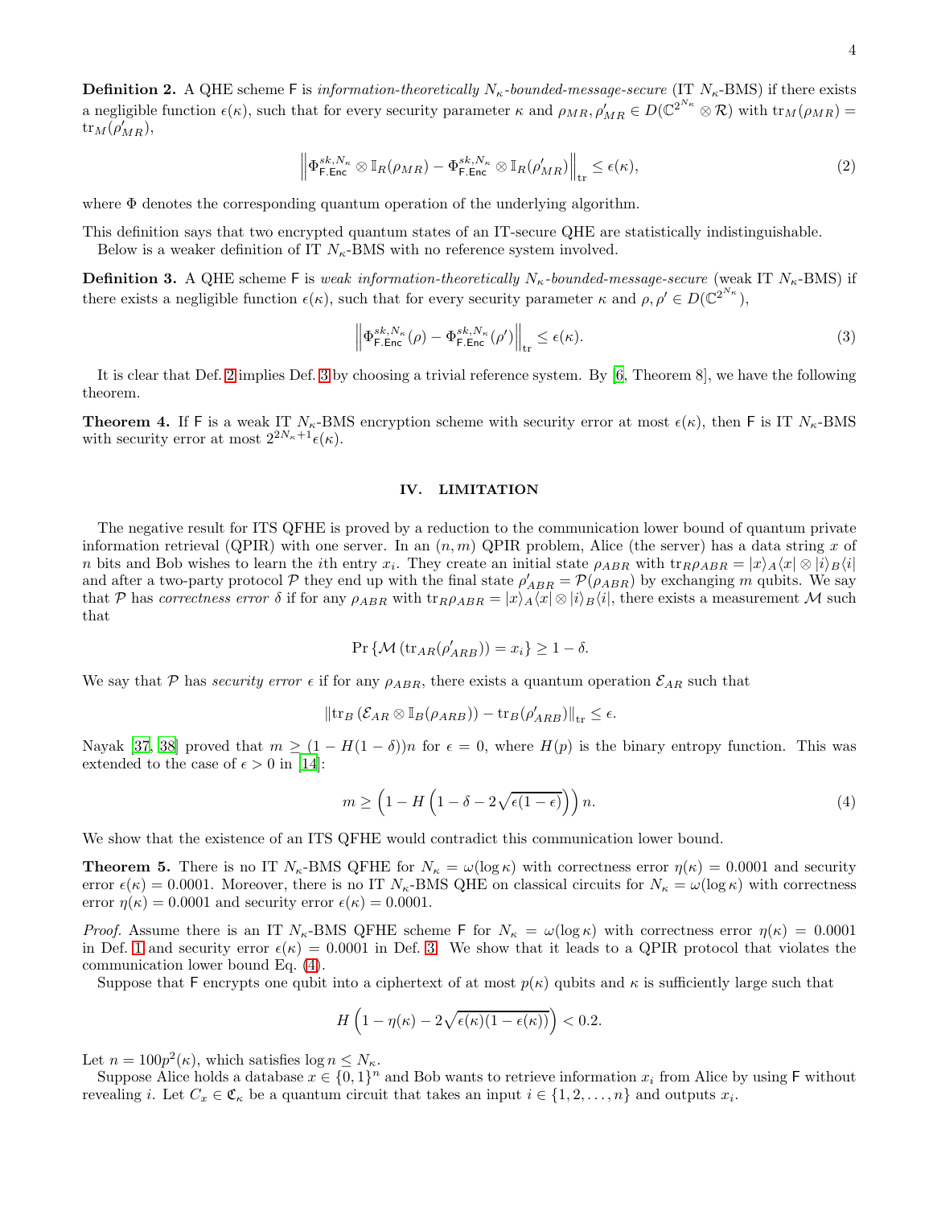**Definition 2.** A QHE scheme $\mathsf{F}$ is *information-theoretically $N_\kappa$-bounded-message-secure* (IT $N_\kappa$-BMS) if there exists a negligible function $\epsilon(\kappa)$, such that for every security parameter $\kappa$ and $\rho_{MR}, \rho'_{MR} \in D(\mathbb{C}^{2^{N_\kappa}} \otimes \mathcal{R})$ with $\mathrm{tr}_M(\rho_{MR}) = \mathrm{tr}_M(\rho'_{MR})$,

$$\left\| \Phi^{sk,N_\kappa}_{\mathsf{F.Enc}} \otimes \mathbb{I}_R(\rho_{MR}) - \Phi^{sk,N_\kappa}_{\mathsf{F.Enc}} \otimes \mathbb{I}_R(\rho'_{MR}) \right\|_{\mathrm{tr}} \leq \epsilon(\kappa), \tag{2}$$

where $\Phi$ denotes the corresponding quantum operation of the underlying algorithm.

This definition says that two encrypted quantum states of an IT-secure QHE are statistically indistinguishable.

Below is a weaker definition of IT $N_\kappa$-BMS with no reference system involved.

**Definition 3.** A QHE scheme $\mathsf{F}$ is *weak information-theoretically $N_\kappa$-bounded-message-secure* (weak IT $N_\kappa$-BMS) if there exists a negligible function $\epsilon(\kappa)$, such that for every security parameter $\kappa$ and $\rho, \rho' \in D(\mathbb{C}^{2^{N_\kappa}})$,

$$\left\| \Phi^{sk,N_\kappa}_{\mathsf{F.Enc}}(\rho) - \Phi^{sk,N_\kappa}_{\mathsf{F.Enc}}(\rho') \right\|_{\mathrm{tr}} \leq \epsilon(\kappa). \tag{3}$$

It is clear that Def. 2 implies Def. 3 by choosing a trivial reference system. By [6, Theorem 8], we have the following theorem.

**Theorem 4.** If $\mathsf{F}$ is a weak IT $N_\kappa$-BMS encryption scheme with security error at most $\epsilon(\kappa)$, then $\mathsf{F}$ is IT $N_\kappa$-BMS with security error at most $2^{2N_\kappa+1}\epsilon(\kappa)$.

## IV. LIMITATION

The negative result for ITS QFHE is proved by a reduction to the communication lower bound of quantum private information retrieval (QPIR) with one server. In an $(n, m)$ QPIR problem, Alice (the server) has a data string $x$ of $n$ bits and Bob wishes to learn the $i$th entry $x_i$. They create an initial state $\rho_{ABR}$ with $\mathrm{tr}_R \rho_{ABR} = |x\rangle_A\langle x| \otimes |i\rangle_B\langle i|$ and after a two-party protocol $\mathcal{P}$ they end up with the final state $\rho'_{ABR} = \mathcal{P}(\rho_{ABR})$ by exchanging $m$ qubits. We say that $\mathcal{P}$ has *correctness error* $\delta$ if for any $\rho_{ABR}$ with $\mathrm{tr}_R \rho_{ABR} = |x\rangle_A\langle x| \otimes |i\rangle_B\langle i|$, there exists a measurement $\mathcal{M}$ such that

$$\Pr\left\{\mathcal{M}\left(\mathrm{tr}_{AR}(\rho'_{ARB})\right) = x_i\right\} \geq 1 - \delta.$$

We say that $\mathcal{P}$ has *security error* $\epsilon$ if for any $\rho_{ABR}$, there exists a quantum operation $\mathcal{E}_{AR}$ such that

$$\left\|\mathrm{tr}_B\left(\mathcal{E}_{AR} \otimes \mathbb{I}_B(\rho_{ARB})\right) - \mathrm{tr}_B(\rho'_{ARB})\right\|_{\mathrm{tr}} \leq \epsilon.$$

Nayak [37, 38] proved that $m \geq (1 - H(1-\delta))n$ for $\epsilon = 0$, where $H(p)$ is the binary entropy function. This was extended to the case of $\epsilon > 0$ in [14]:

$$m \geq \left(1 - H\left(1 - \delta - 2\sqrt{\epsilon(1-\epsilon)}\right)\right)n. \tag{4}$$

We show that the existence of an ITS QFHE would contradict this communication lower bound.

**Theorem 5.** There is no IT $N_\kappa$-BMS QFHE for $N_\kappa = \omega(\log\kappa)$ with correctness error $\eta(\kappa) = 0.0001$ and security error $\epsilon(\kappa) = 0.0001$. Moreover, there is no IT $N_\kappa$-BMS QHE on classical circuits for $N_\kappa = \omega(\log\kappa)$ with correctness error $\eta(\kappa) = 0.0001$ and security error $\epsilon(\kappa) = 0.0001$.

*Proof.* Assume there is an IT $N_\kappa$-BMS QFHE scheme $\mathsf{F}$ for $N_\kappa = \omega(\log\kappa)$ with correctness error $\eta(\kappa) = 0.0001$ in Def. 1 and security error $\epsilon(\kappa) = 0.0001$ in Def. 3. We show that it leads to a QPIR protocol that violates the communication lower bound Eq. (4).

Suppose that $\mathsf{F}$ encrypts one qubit into a ciphertext of at most $p(\kappa)$ qubits and $\kappa$ is sufficiently large such that

$$H\left(1 - \eta(\kappa) - 2\sqrt{\epsilon(\kappa)(1-\epsilon(\kappa))}\right) < 0.2.$$

Let $n = 100p^2(\kappa)$, which satisfies $\log n \leq N_\kappa$.

Suppose Alice holds a database $x \in \{0,1\}^n$ and Bob wants to retrieve information $x_i$ from Alice by using $\mathsf{F}$ without revealing $i$. Let $C_x \in \mathfrak{C}_\kappa$ be a quantum circuit that takes an input $i \in \{1, 2, \ldots, n\}$ and outputs $x_i$.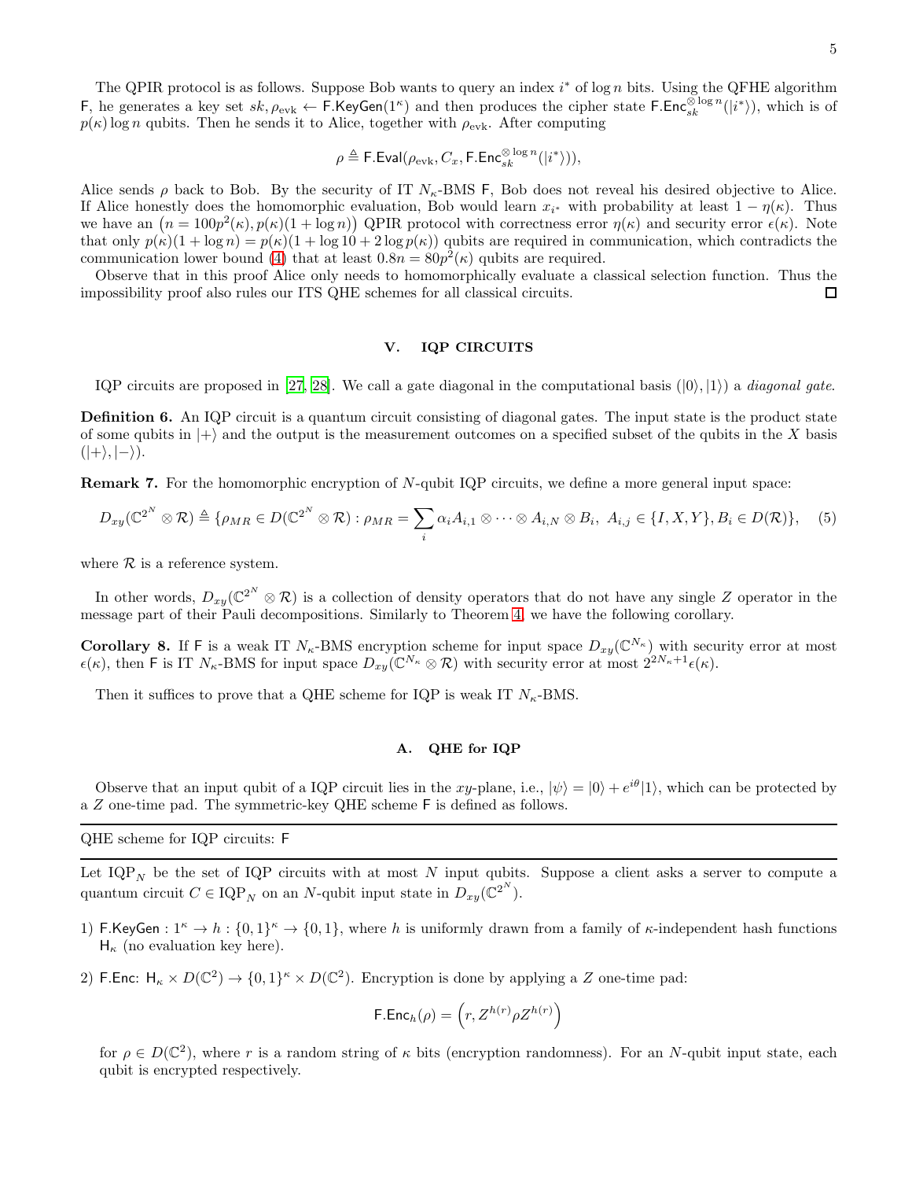The QPIR protocol is as follows. Suppose Bob wants to query an index $i^*$ of $\log n$ bits. Using the QFHE algorithm $\mathsf{F}$, he generates a key set $sk, \rho_{\text{evk}} \leftarrow \mathsf{F.KeyGen}(1^\kappa)$ and then produces the cipher state $\mathsf{F.Enc}_{sk}^{\otimes \log n}(|i^*\rangle)$, which is of $p(\kappa)\log n$ qubits. Then he sends it to Alice, together with $\rho_{\text{evk}}$. After computing

$$\rho \triangleq \mathsf{F.Eval}(\rho_{\text{evk}}, C_x, \mathsf{F.Enc}_{sk}^{\otimes \log n}(|i^*\rangle)),$$

Alice sends $\rho$ back to Bob. By the security of IT $N_\kappa$-BMS $\mathsf{F}$, Bob does not reveal his desired objective to Alice. If Alice honestly does the homomorphic evaluation, Bob would learn $x_{i^*}$ with probability at least $1-\eta(\kappa)$. Thus we have an $\left(n = 100p^2(\kappa), p(\kappa)(1+\log n)\right)$ QPIR protocol with correctness error $\eta(\kappa)$ and security error $\epsilon(\kappa)$. Note that only $p(\kappa)(1+\log n) = p(\kappa)(1+\log 10 + 2\log p(\kappa))$ qubits are required in communication, which contradicts the communication lower bound (4) that at least $0.8n = 80p^2(\kappa)$ qubits are required.

Observe that in this proof Alice only needs to homomorphically evaluate a classical selection function. Thus the impossibility proof also rules our ITS QHE schemes for all classical circuits. $\square$

## V. IQP CIRCUITS

IQP circuits are proposed in [27, 28]. We call a gate diagonal in the computational basis ($|0\rangle, |1\rangle$) a *diagonal gate*.

**Definition 6.** An IQP circuit is a quantum circuit consisting of diagonal gates. The input state is the product state of some qubits in $|+\rangle$ and the output is the measurement outcomes on a specified subset of the qubits in the $X$ basis ($|+\rangle, |-\rangle$).

**Remark 7.** For the homomorphic encryption of $N$-qubit IQP circuits, we define a more general input space:

$$D_{xy}(\mathbb{C}^{2^N} \otimes \mathcal{R}) \triangleq \{\rho_{MR} \in D(\mathbb{C}^{2^N} \otimes \mathcal{R}) : \rho_{MR} = \sum_i \alpha_i A_{i,1} \otimes \cdots \otimes A_{i,N} \otimes B_i,\ A_{i,j} \in \{I, X, Y\}, B_i \in D(\mathcal{R})\}, \quad (5)$$

where $\mathcal{R}$ is a reference system.

In other words, $D_{xy}(\mathbb{C}^{2^N} \otimes \mathcal{R})$ is a collection of density operators that do not have any single $Z$ operator in the message part of their Pauli decompositions. Similarly to Theorem 4, we have the following corollary.

**Corollary 8.** If $\mathsf{F}$ is a weak IT $N_\kappa$-BMS encryption scheme for input space $D_{xy}(\mathbb{C}^{N_\kappa})$ with security error at most $\epsilon(\kappa)$, then $\mathsf{F}$ is IT $N_\kappa$-BMS for input space $D_{xy}(\mathbb{C}^{N_\kappa} \otimes \mathcal{R})$ with security error at most $2^{2N_\kappa+1}\epsilon(\kappa)$.

Then it suffices to prove that a QHE scheme for IQP is weak IT $N_\kappa$-BMS.

### A. QHE for IQP

Observe that an input qubit of a IQP circuit lies in the $xy$-plane, i.e., $|\psi\rangle = |0\rangle + e^{i\theta}|1\rangle$, which can be protected by a $Z$ one-time pad. The symmetric-key QHE scheme $\mathsf{F}$ is defined as follows.

---

QHE scheme for IQP circuits: $\mathsf{F}$

---

Let $\text{IQP}_N$ be the set of IQP circuits with at most $N$ input qubits. Suppose a client asks a server to compute a quantum circuit $C \in \text{IQP}_N$ on an $N$-qubit input state in $D_{xy}(\mathbb{C}^{2^N})$.

1) $\mathsf{F.KeyGen} : 1^\kappa \to h : \{0,1\}^\kappa \to \{0,1\}$, where $h$ is uniformly drawn from a family of $\kappa$-independent hash functions $\mathsf{H}_\kappa$ (no evaluation key here).

2) $\mathsf{F.Enc}$: $\mathsf{H}_\kappa \times D(\mathbb{C}^2) \to \{0,1\}^\kappa \times D(\mathbb{C}^2)$. Encryption is done by applying a $Z$ one-time pad:

$$\mathsf{F.Enc}_h(\rho) = \left(r, Z^{h(r)}\rho Z^{h(r)}\right)$$

for $\rho \in D(\mathbb{C}^2)$, where $r$ is a random string of $\kappa$ bits (encryption randomness). For an $N$-qubit input state, each qubit is encrypted respectively.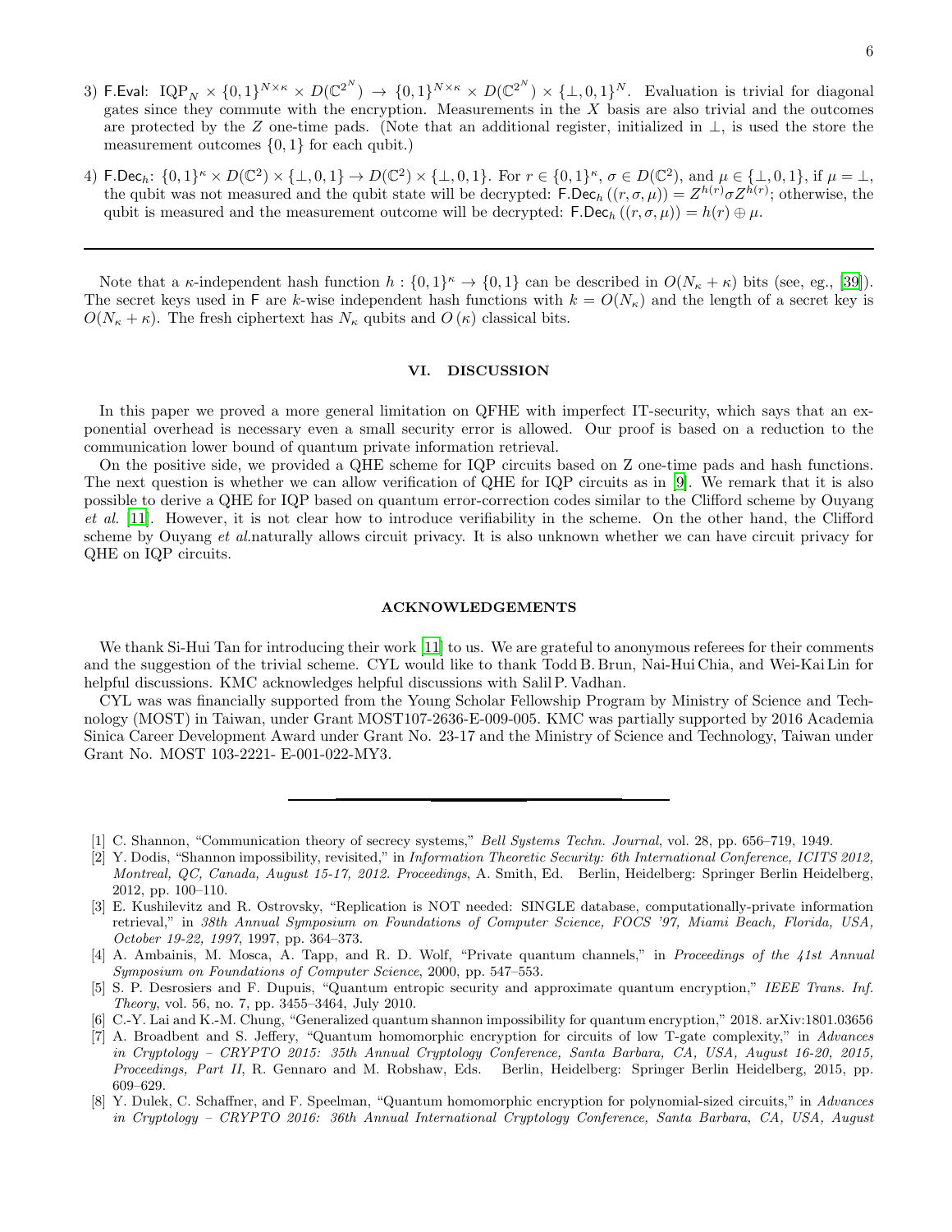3) F.Eval: $\mathrm{IQP}_N \times \{0,1\}^{N\times\kappa} \times D(\mathbb{C}^{2^N}) \to \{0,1\}^{N\times\kappa} \times D(\mathbb{C}^{2^N}) \times \{\perp,0,1\}^N$. Evaluation is trivial for diagonal gates since they commute with the encryption. Measurements in the $X$ basis are also trivial and the outcomes are protected by the $Z$ one-time pads. (Note that an additional register, initialized in $\perp$, is used the store the measurement outcomes $\{0,1\}$ for each qubit.)

4) $\mathsf{F.Dec}_h$: $\{0,1\}^\kappa \times D(\mathbb{C}^2) \times \{\perp,0,1\} \to D(\mathbb{C}^2) \times \{\perp,0,1\}$. For $r\in\{0,1\}^\kappa$, $\sigma\in D(\mathbb{C}^2)$, and $\mu\in\{\perp,0,1\}$, if $\mu=\perp$, the qubit was not measured and the qubit state will be decrypted: $\mathsf{F.Dec}_h((r,\sigma,\mu)) = Z^{h(r)}\sigma Z^{h(r)}$; otherwise, the qubit is measured and the measurement outcome will be decrypted: $\mathsf{F.Dec}_h((r,\sigma,\mu)) = h(r)\oplus\mu$.

---

Note that a $\kappa$-independent hash function $h:\{0,1\}^\kappa \to \{0,1\}$ can be described in $O(N_\kappa+\kappa)$ bits (see, eg., [39]). The secret keys used in F are $k$-wise independent hash functions with $k=O(N_\kappa)$ and the length of a secret key is $O(N_\kappa+\kappa)$. The fresh ciphertext has $N_\kappa$ qubits and $O(\kappa)$ classical bits.

## VI. DISCUSSION

In this paper we proved a more general limitation on QFHE with imperfect IT-security, which says that an exponential overhead is necessary even a small security error is allowed. Our proof is based on a reduction to the communication lower bound of quantum private information retrieval.

On the positive side, we provided a QHE scheme for IQP circuits based on Z one-time pads and hash functions. The next question is whether we can allow verification of QHE for IQP circuits as in [9]. We remark that it is also possible to derive a QHE for IQP based on quantum error-correction codes similar to the Clifford scheme by Ouyang *et al.* [11]. However, it is not clear how to introduce verifiability in the scheme. On the other hand, the Clifford scheme by Ouyang *et al.*naturally allows circuit privacy. It is also unknown whether we can have circuit privacy for QHE on IQP circuits.

## ACKNOWLEDGEMENTS

We thank Si-Hui Tan for introducing their work [11] to us. We are grateful to anonymous referees for their comments and the suggestion of the trivial scheme. CYL would like to thank Todd B. Brun, Nai-Hui Chia, and Wei-Kai Lin for helpful discussions. KMC acknowledges helpful discussions with Salil P. Vadhan.

CYL was was financially supported from the Young Scholar Fellowship Program by Ministry of Science and Technology (MOST) in Taiwan, under Grant MOST107-2636-E-009-005. KMC was partially supported by 2016 Academia Sinica Career Development Award under Grant No. 23-17 and the Ministry of Science and Technology, Taiwan under Grant No. MOST 103-2221- E-001-022-MY3.

---

[1] C. Shannon, "Communication theory of secrecy systems," *Bell Systems Techn. Journal*, vol. 28, pp. 656–719, 1949.

[2] Y. Dodis, "Shannon impossibility, revisited," in *Information Theoretic Security: 6th International Conference, ICITS 2012, Montreal, QC, Canada, August 15-17, 2012. Proceedings*, A. Smith, Ed. Berlin, Heidelberg: Springer Berlin Heidelberg, 2012, pp. 100–110.

[3] E. Kushilevitz and R. Ostrovsky, "Replication is NOT needed: SINGLE database, computationally-private information retrieval," in *38th Annual Symposium on Foundations of Computer Science, FOCS '97, Miami Beach, Florida, USA, October 19-22, 1997*, 1997, pp. 364–373.

[4] A. Ambainis, M. Mosca, A. Tapp, and R. D. Wolf, "Private quantum channels," in *Proceedings of the 41st Annual Symposium on Foundations of Computer Science*, 2000, pp. 547–553.

[5] S. P. Desrosiers and F. Dupuis, "Quantum entropic security and approximate quantum encryption," *IEEE Trans. Inf. Theory*, vol. 56, no. 7, pp. 3455–3464, July 2010.

[6] C.-Y. Lai and K.-M. Chung, "Generalized quantum shannon impossibility for quantum encryption," 2018. arXiv:1801.03656

[7] A. Broadbent and S. Jeffery, "Quantum homomorphic encryption for circuits of low T-gate complexity," in *Advances in Cryptology – CRYPTO 2015: 35th Annual Cryptology Conference, Santa Barbara, CA, USA, August 16-20, 2015, Proceedings, Part II*, R. Gennaro and M. Robshaw, Eds. Berlin, Heidelberg: Springer Berlin Heidelberg, 2015, pp. 609–629.

[8] Y. Dulek, C. Schaffner, and F. Speelman, "Quantum homomorphic encryption for polynomial-sized circuits," in *Advances in Cryptology – CRYPTO 2016: 36th Annual International Cryptology Conference, Santa Barbara, CA, USA, August*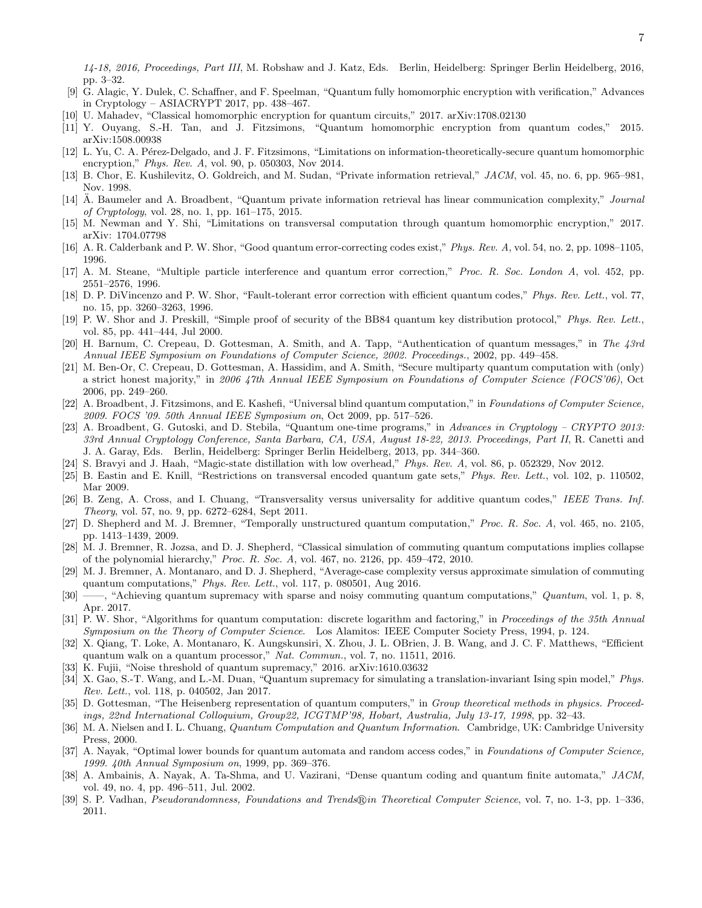*14-18, 2016, Proceedings, Part III*, M. Robshaw and J. Katz, Eds. Berlin, Heidelberg: Springer Berlin Heidelberg, 2016, pp. 3–32.

[9] G. Alagic, Y. Dulek, C. Schaffner, and F. Speelman, "Quantum fully homomorphic encryption with verification," Advances in Cryptology – ASIACRYPT 2017, pp. 438–467.

[10] U. Mahadev, "Classical homomorphic encryption for quantum circuits," 2017. arXiv:1708.02130

[11] Y. Ouyang, S.-H. Tan, and J. Fitzsimons, "Quantum homomorphic encryption from quantum codes," 2015. arXiv:1508.00938

[12] L. Yu, C. A. Pérez-Delgado, and J. F. Fitzsimons, "Limitations on information-theoretically-secure quantum homomorphic encryption," *Phys. Rev. A*, vol. 90, p. 050303, Nov 2014.

[13] B. Chor, E. Kushilevitz, O. Goldreich, and M. Sudan, "Private information retrieval," *JACM*, vol. 45, no. 6, pp. 965–981, Nov. 1998.

[14] Ä. Baumeler and A. Broadbent, "Quantum private information retrieval has linear communication complexity," *Journal of Cryptography*, vol. 28, no. 1, pp. 161–175, 2015.

[15] M. Newman and Y. Shi, "Limitations on transversal computation through quantum homomorphic encryption," 2017. arXiv: 1704.07798

[16] A. R. Calderbank and P. W. Shor, "Good quantum error-correcting codes exist," *Phys. Rev. A*, vol. 54, no. 2, pp. 1098–1105, 1996.

[17] A. M. Steane, "Multiple particle interference and quantum error correction," *Proc. R. Soc. London A*, vol. 452, pp. 2551–2576, 1996.

[18] D. P. DiVincenzo and P. W. Shor, "Fault-tolerant error correction with efficient quantum codes," *Phys. Rev. Lett.*, vol. 77, no. 15, pp. 3260–3263, 1996.

[19] P. W. Shor and J. Preskill, "Simple proof of security of the BB84 quantum key distribution protocol," *Phys. Rev. Lett.*, vol. 85, pp. 441–444, Jul 2000.

[20] H. Barnum, C. Crepeau, D. Gottesman, A. Smith, and A. Tapp, "Authentication of quantum messages," in *The 43rd Annual IEEE Symposium on Foundations of Computer Science, 2002. Proceedings.*, 2002, pp. 449–458.

[21] M. Ben-Or, C. Crepeau, D. Gottesman, A. Hassidim, and A. Smith, "Secure multiparty quantum computation with (only) a strict honest majority," in *2006 47th Annual IEEE Symposium on Foundations of Computer Science (FOCS'06)*, Oct 2006, pp. 249–260.

[22] A. Broadbent, J. Fitzsimons, and E. Kashefi, "Universal blind quantum computation," in *Foundations of Computer Science, 2009. FOCS '09. 50th Annual IEEE Symposium on*, Oct 2009, pp. 517–526.

[23] A. Broadbent, G. Gutoski, and D. Stebila, "Quantum one-time programs," in *Advances in Cryptology – CRYPTO 2013: 33rd Annual Cryptology Conference, Santa Barbara, CA, USA, August 18-22, 2013. Proceedings, Part II*, R. Canetti and J. A. Garay, Eds. Berlin, Heidelberg: Springer Berlin Heidelberg, 2013, pp. 344–360.

[24] S. Bravyi and J. Haah, "Magic-state distillation with low overhead," *Phys. Rev. A*, vol. 86, p. 052329, Nov 2012.

[25] B. Eastin and E. Knill, "Restrictions on transversal encoded quantum gate sets," *Phys. Rev. Lett.*, vol. 102, p. 110502, Mar 2009.

[26] B. Zeng, A. Cross, and I. Chuang, "Transversality versus universality for additive quantum codes," *IEEE Trans. Inf. Theory*, vol. 57, no. 9, pp. 6272–6284, Sept 2011.

[27] D. Shepherd and M. J. Bremner, "Temporally unstructured quantum computation," *Proc. R. Soc. A*, vol. 465, no. 2105, pp. 1413–1439, 2009.

[28] M. J. Bremner, R. Jozsa, and D. J. Shepherd, "Classical simulation of commuting quantum computations implies collapse of the polynomial hierarchy," *Proc. R. Soc. A*, vol. 467, no. 2126, pp. 459–472, 2010.

[29] M. J. Bremner, A. Montanaro, and D. J. Shepherd, "Average-case complexity versus approximate simulation of commuting quantum computations," *Phys. Rev. Lett.*, vol. 117, p. 080501, Aug 2016.

[30] ——, "Achieving quantum supremacy with sparse and noisy commuting quantum computations," *Quantum*, vol. 1, p. 8, Apr. 2017.

[31] P. W. Shor, "Algorithms for quantum computation: discrete logarithm and factoring," in *Proceedings of the 35th Annual Symposium on the Theory of Computer Science*. Los Alamitos: IEEE Computer Society Press, 1994, p. 124.

[32] X. Qiang, T. Loke, A. Montanaro, K. Aungskunsiri, X. Zhou, J. L. OBrien, J. B. Wang, and J. C. F. Matthews, "Efficient quantum walk on a quantum processor," *Nat. Commun.*, vol. 7, no. 11511, 2016.

[33] K. Fujii, "Noise threshold of quantum supremacy," 2016. arXiv:1610.03632

[34] X. Gao, S.-T. Wang, and L.-M. Duan, "Quantum supremacy for simulating a translation-invariant Ising spin model," *Phys. Rev. Lett.*, vol. 118, p. 040502, Jan 2017.

[35] D. Gottesman, "The Heisenberg representation of quantum computers," in *Group theoretical methods in physics. Proceedings, 22nd International Colloquium, Group22, ICGTMP'98, Hobart, Australia, July 13-17, 1998*, pp. 32–43.

[36] M. A. Nielsen and I. L. Chuang, *Quantum Computation and Quantum Information*. Cambridge, UK: Cambridge University Press, 2000.

[37] A. Nayak, "Optimal lower bounds for quantum automata and random access codes," in *Foundations of Computer Science, 1999. 40th Annual Symposium on*, 1999, pp. 369–376.

[38] A. Ambainis, A. Nayak, A. Ta-Shma, and U. Vazirani, "Dense quantum coding and quantum finite automata," *JACM*, vol. 49, no. 4, pp. 496–511, Jul. 2002.

[39] S. P. Vadhan, *Pseudorandomness, Foundations and Trends® in Theoretical Computer Science*, vol. 7, no. 1-3, pp. 1–336, 2011.